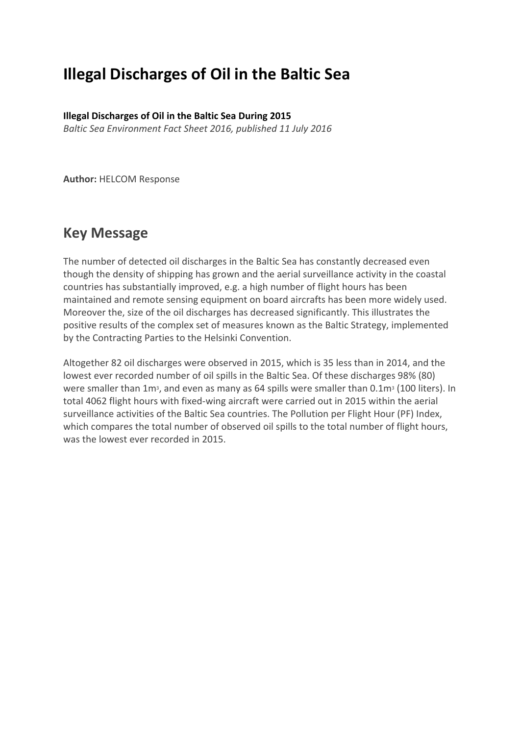# Illegal Discharges of Oil in the Baltic Sea

**Illegal Discharges of Oil in the Baltic Sea During 2015**
*Baltic Sea Environment Fact Sheet 2016, published 11 July 2016*

**Author:** HELCOM Response

## Key Message

The number of detected oil discharges in the Baltic Sea has constantly decreased even though the density of shipping has grown and the aerial surveillance activity in the coastal countries has substantially improved, e.g. a high number of flight hours has been maintained and remote sensing equipment on board aircrafts has been more widely used. Moreover the, size of the oil discharges has decreased significantly. This illustrates the positive results of the complex set of measures known as the Baltic Strategy, implemented by the Contracting Parties to the Helsinki Convention.

Altogether 82 oil discharges were observed in 2015, which is 35 less than in 2014, and the lowest ever recorded number of oil spills in the Baltic Sea. Of these discharges 98% (80) were smaller than 1m$^3$, and even as many as 64 spills were smaller than 0.1m$^3$ (100 liters). In total 4062 flight hours with fixed-wing aircraft were carried out in 2015 within the aerial surveillance activities of the Baltic Sea countries. The Pollution per Flight Hour (PF) Index, which compares the total number of observed oil spills to the total number of flight hours, was the lowest ever recorded in 2015.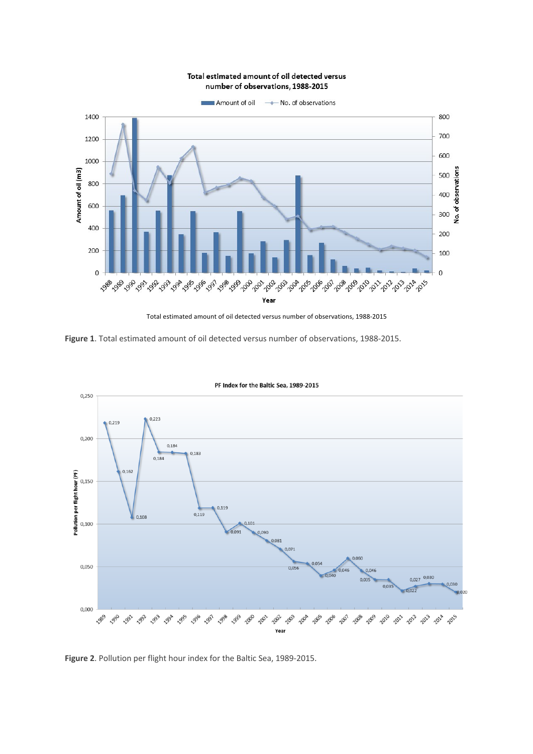Total estimated amount of oil detected versus number of observations, 1988-2015

**Figure 1**. Total estimated amount of oil detected versus number of observations, 1988-2015.

**Figure 2**. Pollution per flight hour index for the Baltic Sea, 1989-2015.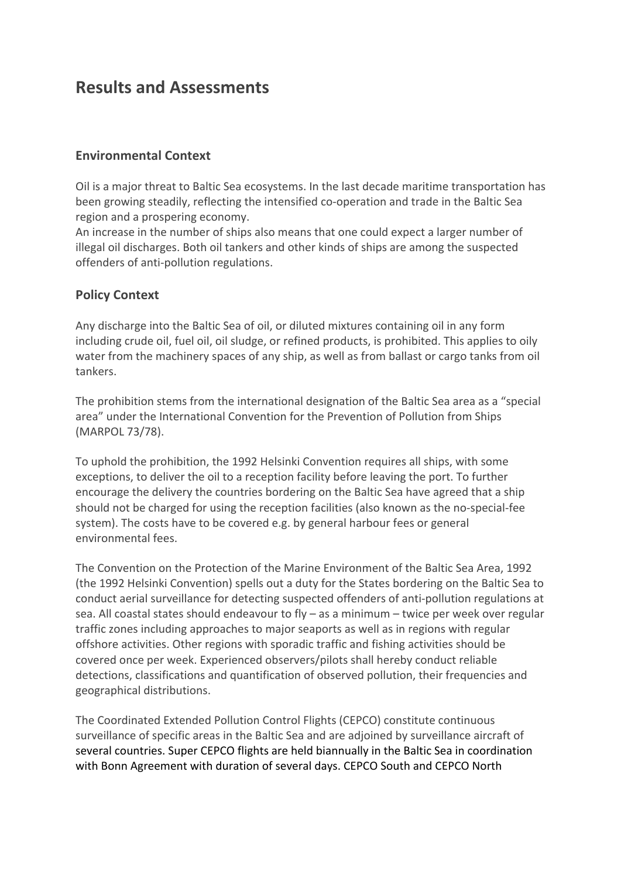# Results and Assessments

## Environmental Context

Oil is a major threat to Baltic Sea ecosystems. In the last decade maritime transportation has been growing steadily, reflecting the intensified co-operation and trade in the Baltic Sea region and a prospering economy.
An increase in the number of ships also means that one could expect a larger number of illegal oil discharges. Both oil tankers and other kinds of ships are among the suspected offenders of anti-pollution regulations.

## Policy Context

Any discharge into the Baltic Sea of oil, or diluted mixtures containing oil in any form including crude oil, fuel oil, oil sludge, or refined products, is prohibited. This applies to oily water from the machinery spaces of any ship, as well as from ballast or cargo tanks from oil tankers.

The prohibition stems from the international designation of the Baltic Sea area as a "special area" under the International Convention for the Prevention of Pollution from Ships (MARPOL 73/78).

To uphold the prohibition, the 1992 Helsinki Convention requires all ships, with some exceptions, to deliver the oil to a reception facility before leaving the port. To further encourage the delivery the countries bordering on the Baltic Sea have agreed that a ship should not be charged for using the reception facilities (also known as the no-special-fee system). The costs have to be covered e.g. by general harbour fees or general environmental fees.

The Convention on the Protection of the Marine Environment of the Baltic Sea Area, 1992 (the 1992 Helsinki Convention) spells out a duty for the States bordering on the Baltic Sea to conduct aerial surveillance for detecting suspected offenders of anti-pollution regulations at sea. All coastal states should endeavour to fly – as a minimum – twice per week over regular traffic zones including approaches to major seaports as well as in regions with regular offshore activities. Other regions with sporadic traffic and fishing activities should be covered once per week. Experienced observers/pilots shall hereby conduct reliable detections, classifications and quantification of observed pollution, their frequencies and geographical distributions.

The Coordinated Extended Pollution Control Flights (CEPCO) constitute continuous surveillance of specific areas in the Baltic Sea and are adjoined by surveillance aircraft of several countries. Super CEPCO flights are held biannually in the Baltic Sea in coordination with Bonn Agreement with duration of several days. CEPCO South and CEPCO North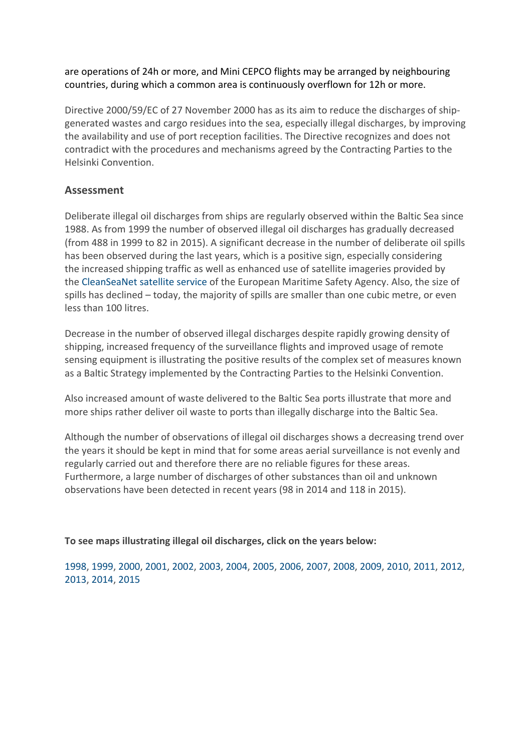are operations of 24h or more, and Mini CEPCO flights may be arranged by neighbouring countries, during which a common area is continuously overflown for 12h or more.

Directive 2000/59/EC of 27 November 2000 has as its aim to reduce the discharges of ship-generated wastes and cargo residues into the sea, especially illegal discharges, by improving the availability and use of port reception facilities. The Directive recognizes and does not contradict with the procedures and mechanisms agreed by the Contracting Parties to the Helsinki Convention.

## Assessment

Deliberate illegal oil discharges from ships are regularly observed within the Baltic Sea since 1988. As from 1999 the number of observed illegal oil discharges has gradually decreased (from 488 in 1999 to 82 in 2015). A significant decrease in the number of deliberate oil spills has been observed during the last years, which is a positive sign, especially considering the increased shipping traffic as well as enhanced use of satellite imageries provided by the CleanSeaNet satellite service of the European Maritime Safety Agency. Also, the size of spills has declined – today, the majority of spills are smaller than one cubic metre, or even less than 100 litres.

Decrease in the number of observed illegal discharges despite rapidly growing density of shipping, increased frequency of the surveillance flights and improved usage of remote sensing equipment is illustrating the positive results of the complex set of measures known as a Baltic Strategy implemented by the Contracting Parties to the Helsinki Convention.

Also increased amount of waste delivered to the Baltic Sea ports illustrate that more and more ships rather deliver oil waste to ports than illegally discharge into the Baltic Sea.

Although the number of observations of illegal oil discharges shows a decreasing trend over the years it should be kept in mind that for some areas aerial surveillance is not evenly and regularly carried out and therefore there are no reliable figures for these areas. Furthermore, a large number of discharges of other substances than oil and unknown observations have been detected in recent years (98 in 2014 and 118 in 2015).

**To see maps illustrating illegal oil discharges, click on the years below:**

1998, 1999, 2000, 2001, 2002, 2003, 2004, 2005, 2006, 2007, 2008, 2009, 2010, 2011, 2012, 2013, 2014, 2015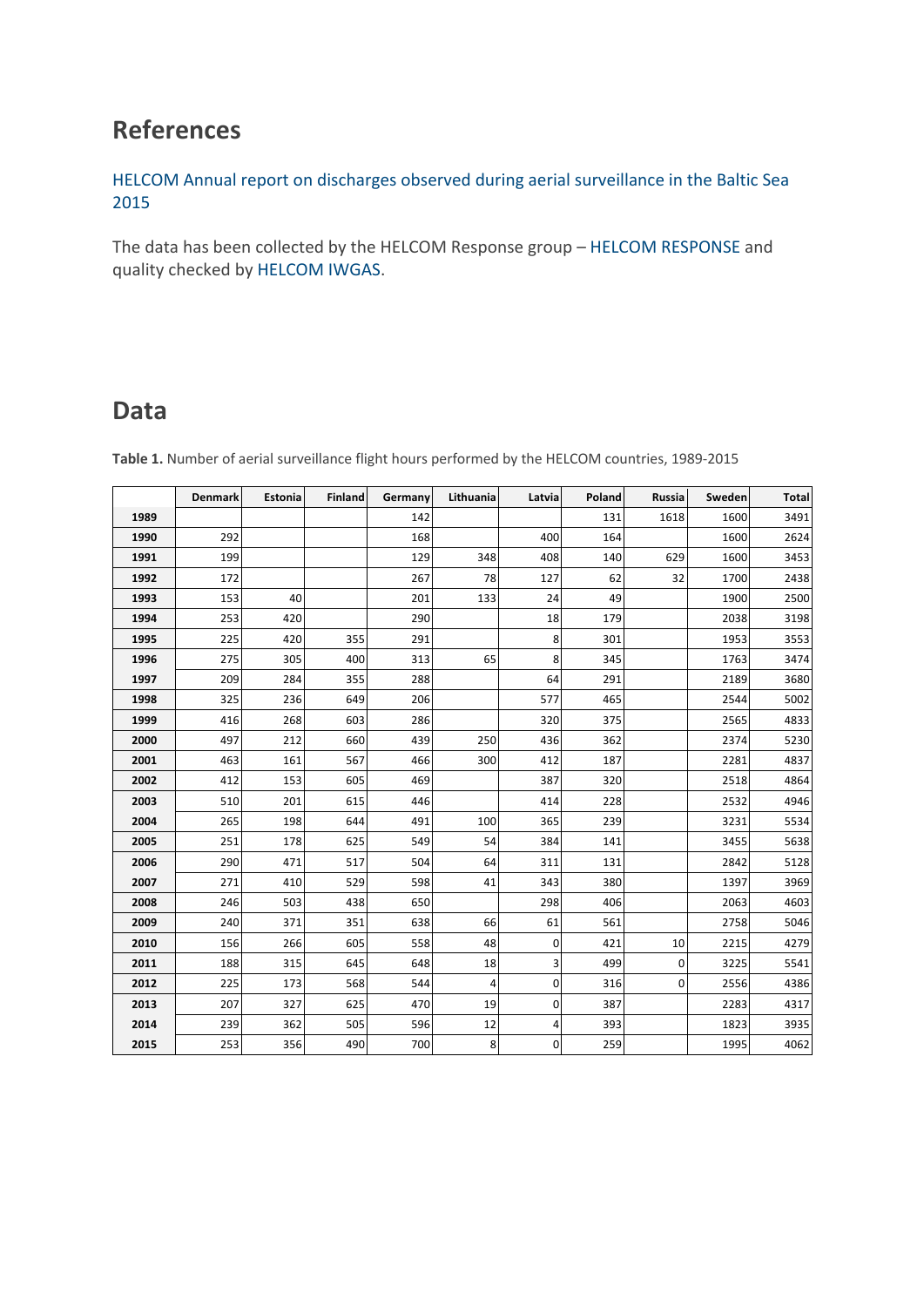## References

HELCOM Annual report on discharges observed during aerial surveillance in the Baltic Sea 2015

The data has been collected by the HELCOM Response group – HELCOM RESPONSE and quality checked by HELCOM IWGAS.

## Data

**Table 1.** Number of aerial surveillance flight hours performed by the HELCOM countries, 1989-2015

| | Denmark | Estonia | Finland | Germany | Lithuania | Latvia | Poland | Russia | Sweden | Total |
|---|---|---|---|---|---|---|---|---|---|---|
| **1989** | | | | 142 | | | 131 | 1618 | 1600 | 3491 |
| **1990** | 292 | | | 168 | | 400 | 164 | | 1600 | 2624 |
| **1991** | 199 | | | 129 | 348 | 408 | 140 | 629 | 1600 | 3453 |
| **1992** | 172 | | | 267 | 78 | 127 | 62 | 32 | 1700 | 2438 |
| **1993** | 153 | 40 | | 201 | 133 | 24 | 49 | | 1900 | 2500 |
| **1994** | 253 | 420 | | 290 | | 18 | 179 | | 2038 | 3198 |
| **1995** | 225 | 420 | 355 | 291 | | 8 | 301 | | 1953 | 3553 |
| **1996** | 275 | 305 | 400 | 313 | 65 | 8 | 345 | | 1763 | 3474 |
| **1997** | 209 | 284 | 355 | 288 | | 64 | 291 | | 2189 | 3680 |
| **1998** | 325 | 236 | 649 | 206 | | 577 | 465 | | 2544 | 5002 |
| **1999** | 416 | 268 | 603 | 286 | | 320 | 375 | | 2565 | 4833 |
| **2000** | 497 | 212 | 660 | 439 | 250 | 436 | 362 | | 2374 | 5230 |
| **2001** | 463 | 161 | 567 | 466 | 300 | 412 | 187 | | 2281 | 4837 |
| **2002** | 412 | 153 | 605 | 469 | | 387 | 320 | | 2518 | 4864 |
| **2003** | 510 | 201 | 615 | 446 | | 414 | 228 | | 2532 | 4946 |
| **2004** | 265 | 198 | 644 | 491 | 100 | 365 | 239 | | 3231 | 5534 |
| **2005** | 251 | 178 | 625 | 549 | 54 | 384 | 141 | | 3455 | 5638 |
| **2006** | 290 | 471 | 517 | 504 | 64 | 311 | 131 | | 2842 | 5128 |
| **2007** | 271 | 410 | 529 | 598 | 41 | 343 | 380 | | 1397 | 3969 |
| **2008** | 246 | 503 | 438 | 650 | | 298 | 406 | | 2063 | 4603 |
| **2009** | 240 | 371 | 351 | 638 | 66 | 61 | 561 | | 2758 | 5046 |
| **2010** | 156 | 266 | 605 | 558 | 48 | 0 | 421 | 10 | 2215 | 4279 |
| **2011** | 188 | 315 | 645 | 648 | 18 | 3 | 499 | 0 | 3225 | 5541 |
| **2012** | 225 | 173 | 568 | 544 | 4 | 0 | 316 | 0 | 2556 | 4386 |
| **2013** | 207 | 327 | 625 | 470 | 19 | 0 | 387 | | 2283 | 4317 |
| **2014** | 239 | 362 | 505 | 596 | 12 | 4 | 393 | | 1823 | 3935 |
| **2015** | 253 | 356 | 490 | 700 | 8 | 0 | 259 | | 1995 | 4062 |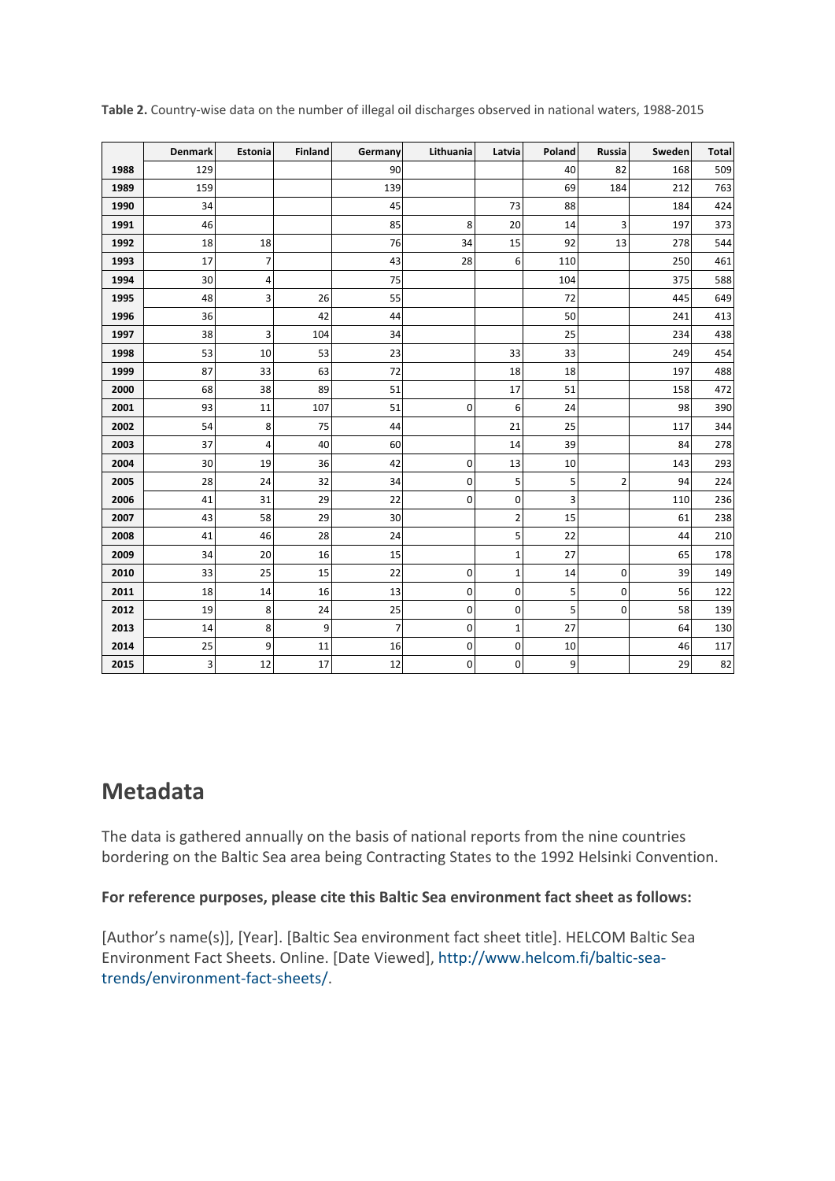**Table 2.** Country-wise data on the number of illegal oil discharges observed in national waters, 1988-2015

| | Denmark | Estonia | Finland | Germany | Lithuania | Latvia | Poland | Russia | Sweden | Total |
|---|---|---|---|---|---|---|---|---|---|---|
| 1988 | 129 | | | 90 | | | 40 | 82 | 168 | 509 |
| 1989 | 159 | | | 139 | | | 69 | 184 | 212 | 763 |
| 1990 | 34 | | | 45 | | 73 | 88 | | 184 | 424 |
| 1991 | 46 | | | 85 | 8 | 20 | 14 | 3 | 197 | 373 |
| 1992 | 18 | 18 | | 76 | 34 | 15 | 92 | 13 | 278 | 544 |
| 1993 | 17 | 7 | | 43 | 28 | 6 | 110 | | 250 | 461 |
| 1994 | 30 | 4 | | 75 | | | 104 | | 375 | 588 |
| 1995 | 48 | 3 | 26 | 55 | | | 72 | | 445 | 649 |
| 1996 | 36 | | 42 | 44 | | | 50 | | 241 | 413 |
| 1997 | 38 | 3 | 104 | 34 | | | 25 | | 234 | 438 |
| 1998 | 53 | 10 | 53 | 23 | | 33 | 33 | | 249 | 454 |
| 1999 | 87 | 33 | 63 | 72 | | 18 | 18 | | 197 | 488 |
| 2000 | 68 | 38 | 89 | 51 | | 17 | 51 | | 158 | 472 |
| 2001 | 93 | 11 | 107 | 51 | 0 | 6 | 24 | | 98 | 390 |
| 2002 | 54 | 8 | 75 | 44 | | 21 | 25 | | 117 | 344 |
| 2003 | 37 | 4 | 40 | 60 | | 14 | 39 | | 84 | 278 |
| 2004 | 30 | 19 | 36 | 42 | 0 | 13 | 10 | | 143 | 293 |
| 2005 | 28 | 24 | 32 | 34 | 0 | 5 | 5 | 2 | 94 | 224 |
| 2006 | 41 | 31 | 29 | 22 | 0 | 0 | 3 | | 110 | 236 |
| 2007 | 43 | 58 | 29 | 30 | | 2 | 15 | | 61 | 238 |
| 2008 | 41 | 46 | 28 | 24 | | 5 | 22 | | 44 | 210 |
| 2009 | 34 | 20 | 16 | 15 | | 1 | 27 | | 65 | 178 |
| 2010 | 33 | 25 | 15 | 22 | 0 | 1 | 14 | 0 | 39 | 149 |
| 2011 | 18 | 14 | 16 | 13 | 0 | 0 | 5 | 0 | 56 | 122 |
| 2012 | 19 | 8 | 24 | 25 | 0 | 0 | 5 | 0 | 58 | 139 |
| 2013 | 14 | 8 | 9 | 7 | 0 | 1 | 27 | | 64 | 130 |
| 2014 | 25 | 9 | 11 | 16 | 0 | 0 | 10 | | 46 | 117 |
| 2015 | 3 | 12 | 17 | 12 | 0 | 0 | 9 | | 29 | 82 |

## Metadata

The data is gathered annually on the basis of national reports from the nine countries bordering on the Baltic Sea area being Contracting States to the 1992 Helsinki Convention.

**For reference purposes, please cite this Baltic Sea environment fact sheet as follows:**

[Author's name(s)], [Year]. [Baltic Sea environment fact sheet title]. HELCOM Baltic Sea Environment Fact Sheets. Online. [Date Viewed], http://www.helcom.fi/baltic-sea-trends/environment-fact-sheets/.